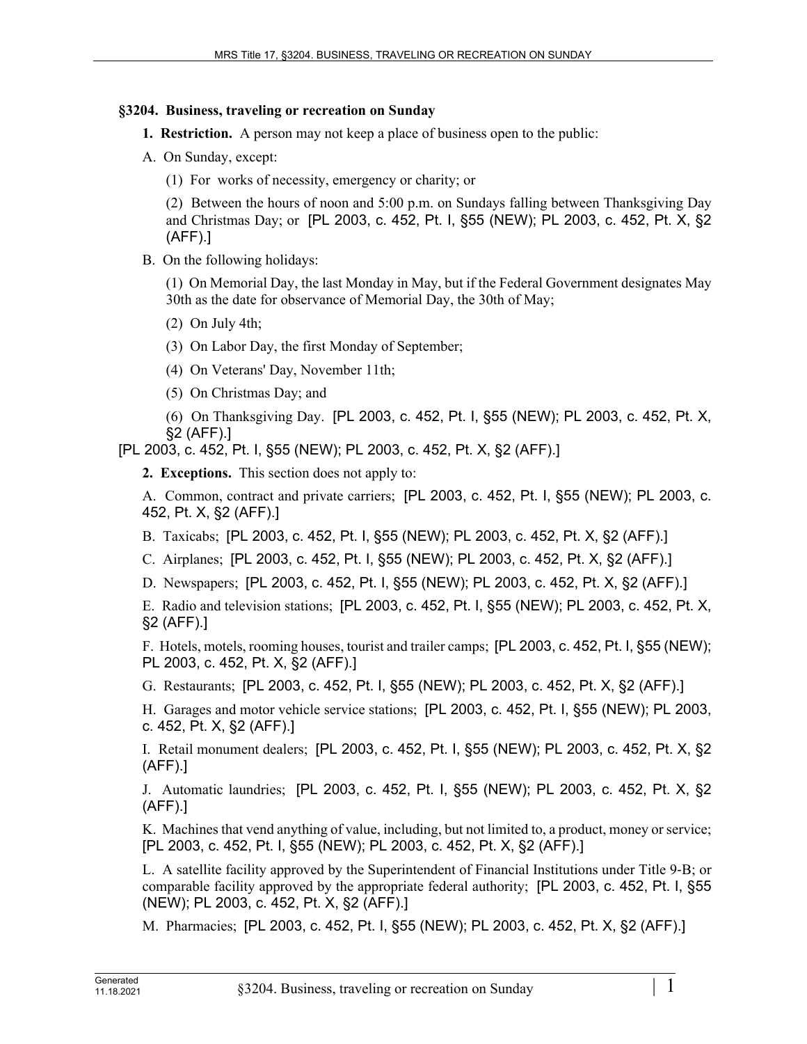## §3204. Business, traveling or recreation on Sunday

**1. Restriction.** A person may not keep a place of business open to the public:

A. On Sunday, except:

(1) For works of necessity, emergency or charity; or

(2) Between the hours of noon and 5:00 p.m. on Sundays falling between Thanksgiving Day and Christmas Day; or [PL 2003, c. 452, Pt. I, §55 (NEW); PL 2003, c. 452, Pt. X, §2 (AFF).]

B. On the following holidays:

(1) On Memorial Day, the last Monday in May, but if the Federal Government designates May 30th as the date for observance of Memorial Day, the 30th of May;

(2) On July 4th;

(3) On Labor Day, the first Monday of September;

(4) On Veterans' Day, November 11th;

(5) On Christmas Day; and

(6) On Thanksgiving Day. [PL 2003, c. 452, Pt. I, §55 (NEW); PL 2003, c. 452, Pt. X, §2 (AFF).]

[PL 2003, c. 452, Pt. I, §55 (NEW); PL 2003, c. 452, Pt. X, §2 (AFF).]

**2. Exceptions.** This section does not apply to:

A. Common, contract and private carriers; [PL 2003, c. 452, Pt. I, §55 (NEW); PL 2003, c. 452, Pt. X, §2 (AFF).]

B. Taxicabs; [PL 2003, c. 452, Pt. I, §55 (NEW); PL 2003, c. 452, Pt. X, §2 (AFF).]

C. Airplanes; [PL 2003, c. 452, Pt. I, §55 (NEW); PL 2003, c. 452, Pt. X, §2 (AFF).]

D. Newspapers; [PL 2003, c. 452, Pt. I, §55 (NEW); PL 2003, c. 452, Pt. X, §2 (AFF).]

E. Radio and television stations; [PL 2003, c. 452, Pt. I, §55 (NEW); PL 2003, c. 452, Pt. X, §2 (AFF).]

F. Hotels, motels, rooming houses, tourist and trailer camps; [PL 2003, c. 452, Pt. I, §55 (NEW); PL 2003, c. 452, Pt. X, §2 (AFF).]

G. Restaurants; [PL 2003, c. 452, Pt. I, §55 (NEW); PL 2003, c. 452, Pt. X, §2 (AFF).]

H. Garages and motor vehicle service stations; [PL 2003, c. 452, Pt. I, §55 (NEW); PL 2003, c. 452, Pt. X, §2 (AFF).]

I. Retail monument dealers; [PL 2003, c. 452, Pt. I, §55 (NEW); PL 2003, c. 452, Pt. X, §2 (AFF).]

J. Automatic laundries; [PL 2003, c. 452, Pt. I, §55 (NEW); PL 2003, c. 452, Pt. X, §2 (AFF).]

K. Machines that vend anything of value, including, but not limited to, a product, money or service; [PL 2003, c. 452, Pt. I, §55 (NEW); PL 2003, c. 452, Pt. X, §2 (AFF).]

L. A satellite facility approved by the Superintendent of Financial Institutions under Title 9-B; or comparable facility approved by the appropriate federal authority; [PL 2003, c. 452, Pt. I, §55 (NEW); PL 2003, c. 452, Pt. X, §2 (AFF).]

M. Pharmacies; [PL 2003, c. 452, Pt. I, §55 (NEW); PL 2003, c. 452, Pt. X, §2 (AFF).]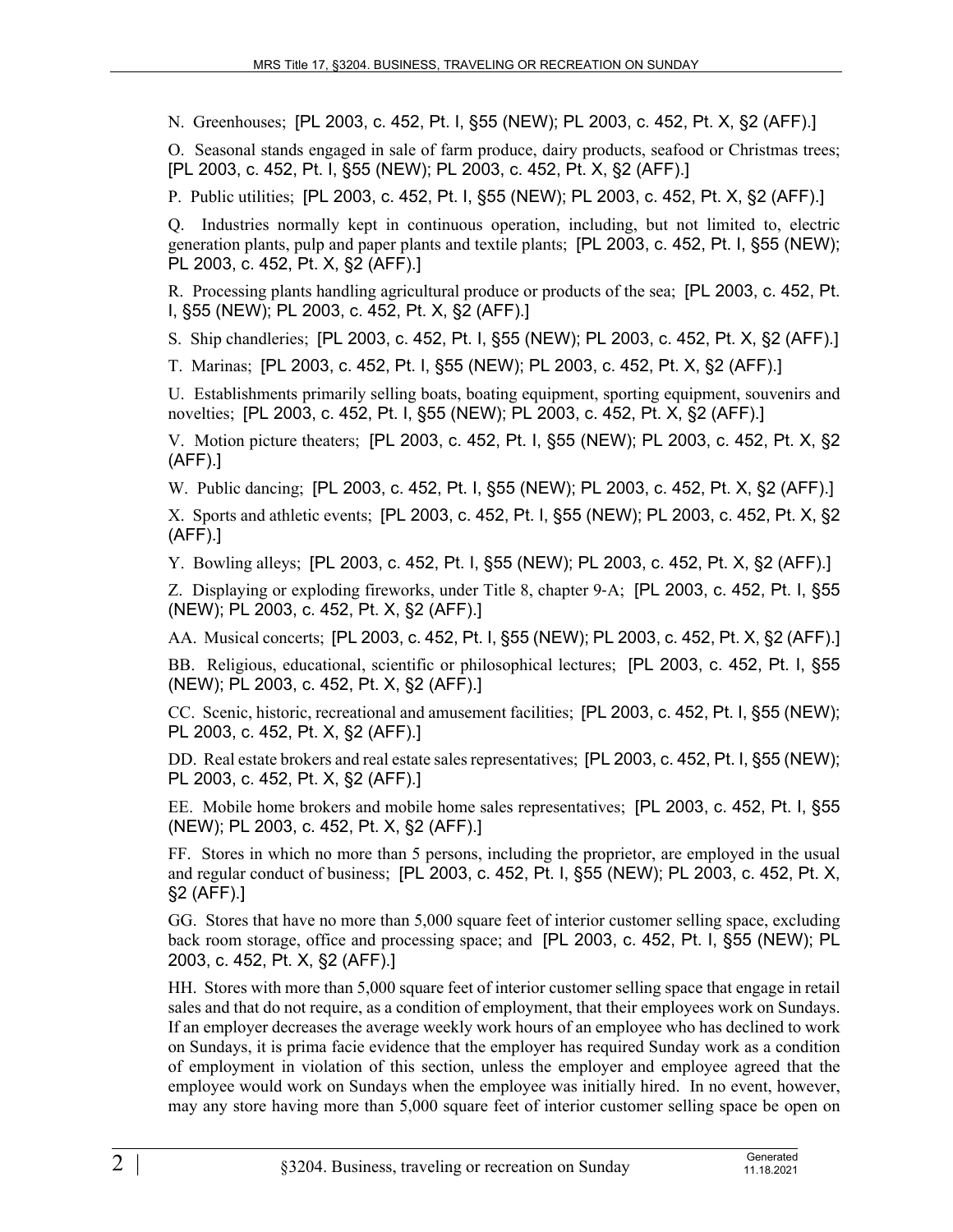N. Greenhouses; [PL 2003, c. 452, Pt. I, §55 (NEW); PL 2003, c. 452, Pt. X, §2 (AFF).]

O. Seasonal stands engaged in sale of farm produce, dairy products, seafood or Christmas trees; [PL 2003, c. 452, Pt. I, §55 (NEW); PL 2003, c. 452, Pt. X, §2 (AFF).]

P. Public utilities; [PL 2003, c. 452, Pt. I, §55 (NEW); PL 2003, c. 452, Pt. X, §2 (AFF).]

Q. Industries normally kept in continuous operation, including, but not limited to, electric generation plants, pulp and paper plants and textile plants; [PL 2003, c. 452, Pt. I, §55 (NEW); PL 2003, c. 452, Pt. X, §2 (AFF).]

R. Processing plants handling agricultural produce or products of the sea; [PL 2003, c. 452, Pt. I, §55 (NEW); PL 2003, c. 452, Pt. X, §2 (AFF).]

S. Ship chandleries; [PL 2003, c. 452, Pt. I, §55 (NEW); PL 2003, c. 452, Pt. X, §2 (AFF).]

T. Marinas; [PL 2003, c. 452, Pt. I, §55 (NEW); PL 2003, c. 452, Pt. X, §2 (AFF).]

U. Establishments primarily selling boats, boating equipment, sporting equipment, souvenirs and novelties; [PL 2003, c. 452, Pt. I, §55 (NEW); PL 2003, c. 452, Pt. X, §2 (AFF).]

V. Motion picture theaters; [PL 2003, c. 452, Pt. I, §55 (NEW); PL 2003, c. 452, Pt. X, §2 (AFF).]

W. Public dancing; [PL 2003, c. 452, Pt. I, §55 (NEW); PL 2003, c. 452, Pt. X, §2 (AFF).]

X. Sports and athletic events; [PL 2003, c. 452, Pt. I, §55 (NEW); PL 2003, c. 452, Pt. X, §2 (AFF).]

Y. Bowling alleys; [PL 2003, c. 452, Pt. I, §55 (NEW); PL 2003, c. 452, Pt. X, §2 (AFF).]

Z. Displaying or exploding fireworks, under Title 8, chapter 9-A; [PL 2003, c. 452, Pt. I, §55 (NEW); PL 2003, c. 452, Pt. X, §2 (AFF).]

AA. Musical concerts; [PL 2003, c. 452, Pt. I, §55 (NEW); PL 2003, c. 452, Pt. X, §2 (AFF).]

BB. Religious, educational, scientific or philosophical lectures; [PL 2003, c. 452, Pt. I, §55 (NEW); PL 2003, c. 452, Pt. X, §2 (AFF).]

CC. Scenic, historic, recreational and amusement facilities; [PL 2003, c. 452, Pt. I, §55 (NEW); PL 2003, c. 452, Pt. X, §2 (AFF).]

DD. Real estate brokers and real estate sales representatives; [PL 2003, c. 452, Pt. I, §55 (NEW); PL 2003, c. 452, Pt. X, §2 (AFF).]

EE. Mobile home brokers and mobile home sales representatives; [PL 2003, c. 452, Pt. I, §55 (NEW); PL 2003, c. 452, Pt. X, §2 (AFF).]

FF. Stores in which no more than 5 persons, including the proprietor, are employed in the usual and regular conduct of business; [PL 2003, c. 452, Pt. I, §55 (NEW); PL 2003, c. 452, Pt. X, §2 (AFF).]

GG. Stores that have no more than 5,000 square feet of interior customer selling space, excluding back room storage, office and processing space; and [PL 2003, c. 452, Pt. I, §55 (NEW); PL 2003, c. 452, Pt. X, §2 (AFF).]

HH. Stores with more than 5,000 square feet of interior customer selling space that engage in retail sales and that do not require, as a condition of employment, that their employees work on Sundays. If an employer decreases the average weekly work hours of an employee who has declined to work on Sundays, it is prima facie evidence that the employer has required Sunday work as a condition of employment in violation of this section, unless the employer and employee agreed that the employee would work on Sundays when the employee was initially hired. In no event, however, may any store having more than 5,000 square feet of interior customer selling space be open on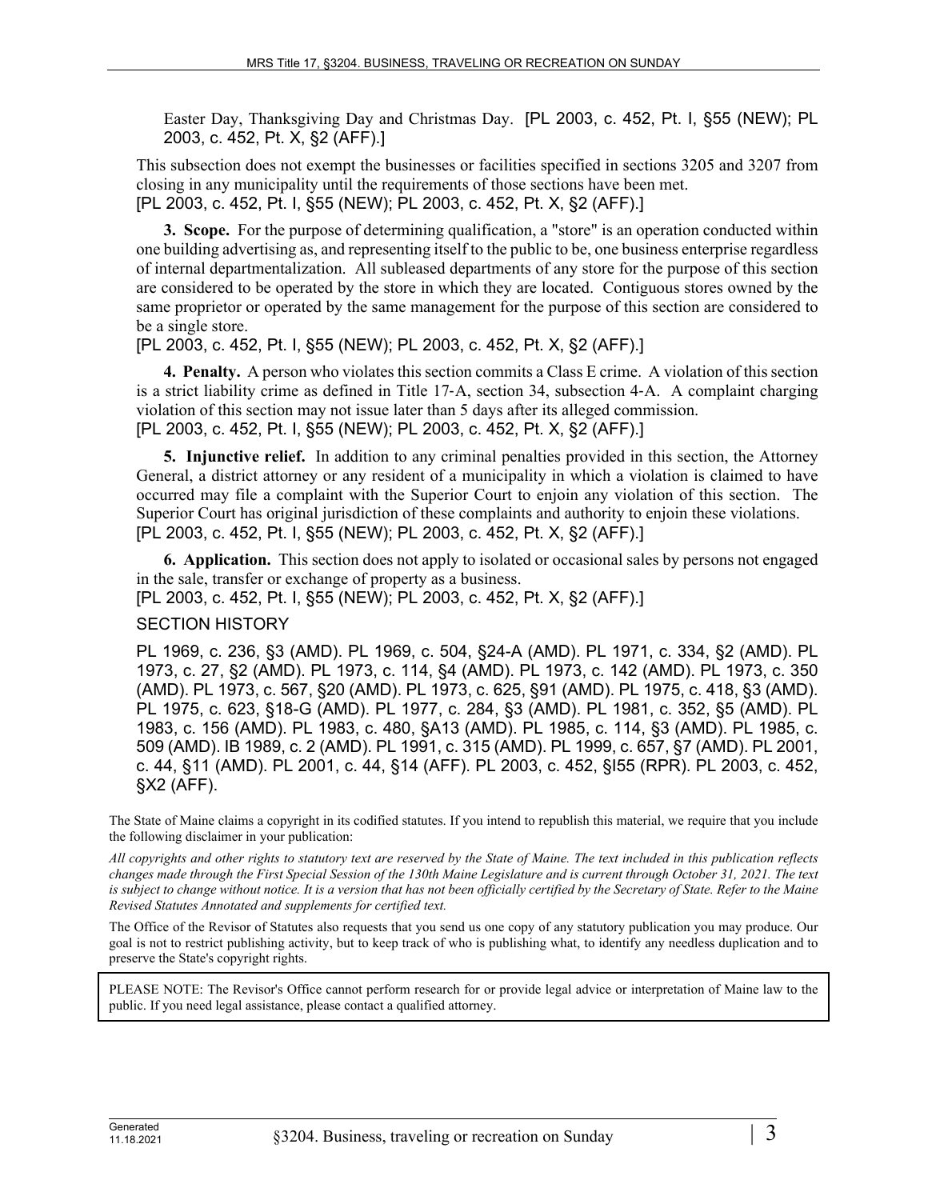Easter Day, Thanksgiving Day and Christmas Day. [PL 2003, c. 452, Pt. I, §55 (NEW); PL 2003, c. 452, Pt. X, §2 (AFF).]

This subsection does not exempt the businesses or facilities specified in sections 3205 and 3207 from closing in any municipality until the requirements of those sections have been met.
[PL 2003, c. 452, Pt. I, §55 (NEW); PL 2003, c. 452, Pt. X, §2 (AFF).]

**3. Scope.** For the purpose of determining qualification, a "store" is an operation conducted within one building advertising as, and representing itself to the public to be, one business enterprise regardless of internal departmentalization. All subleased departments of any store for the purpose of this section are considered to be operated by the store in which they are located. Contiguous stores owned by the same proprietor or operated by the same management for the purpose of this section are considered to be a single store.
[PL 2003, c. 452, Pt. I, §55 (NEW); PL 2003, c. 452, Pt. X, §2 (AFF).]

**4. Penalty.** A person who violates this section commits a Class E crime. A violation of this section is a strict liability crime as defined in Title 17-A, section 34, subsection 4-A. A complaint charging violation of this section may not issue later than 5 days after its alleged commission.
[PL 2003, c. 452, Pt. I, §55 (NEW); PL 2003, c. 452, Pt. X, §2 (AFF).]

**5. Injunctive relief.** In addition to any criminal penalties provided in this section, the Attorney General, a district attorney or any resident of a municipality in which a violation is claimed to have occurred may file a complaint with the Superior Court to enjoin any violation of this section. The Superior Court has original jurisdiction of these complaints and authority to enjoin these violations.
[PL 2003, c. 452, Pt. I, §55 (NEW); PL 2003, c. 452, Pt. X, §2 (AFF).]

**6. Application.** This section does not apply to isolated or occasional sales by persons not engaged in the sale, transfer or exchange of property as a business.
[PL 2003, c. 452, Pt. I, §55 (NEW); PL 2003, c. 452, Pt. X, §2 (AFF).]

SECTION HISTORY

PL 1969, c. 236, §3 (AMD). PL 1969, c. 504, §24-A (AMD). PL 1971, c. 334, §2 (AMD). PL 1973, c. 27, §2 (AMD). PL 1973, c. 114, §4 (AMD). PL 1973, c. 142 (AMD). PL 1973, c. 350 (AMD). PL 1973, c. 567, §20 (AMD). PL 1973, c. 625, §91 (AMD). PL 1975, c. 418, §3 (AMD). PL 1975, c. 623, §18-G (AMD). PL 1977, c. 284, §3 (AMD). PL 1981, c. 352, §5 (AMD). PL 1983, c. 156 (AMD). PL 1983, c. 480, §A13 (AMD). PL 1985, c. 114, §3 (AMD). PL 1985, c. 509 (AMD). IB 1989, c. 2 (AMD). PL 1991, c. 315 (AMD). PL 1999, c. 657, §7 (AMD). PL 2001, c. 44, §11 (AMD). PL 2001, c. 44, §14 (AFF). PL 2003, c. 452, §I55 (RPR). PL 2003, c. 452, §X2 (AFF).

The State of Maine claims a copyright in its codified statutes. If you intend to republish this material, we require that you include the following disclaimer in your publication:

*All copyrights and other rights to statutory text are reserved by the State of Maine. The text included in this publication reflects changes made through the First Special Session of the 130th Maine Legislature and is current through October 31, 2021. The text is subject to change without notice. It is a version that has not been officially certified by the Secretary of State. Refer to the Maine Revised Statutes Annotated and supplements for certified text.*

The Office of the Revisor of Statutes also requests that you send us one copy of any statutory publication you may produce. Our goal is not to restrict publishing activity, but to keep track of who is publishing what, to identify any needless duplication and to preserve the State's copyright rights.

PLEASE NOTE: The Revisor's Office cannot perform research for or provide legal advice or interpretation of Maine law to the public. If you need legal assistance, please contact a qualified attorney.